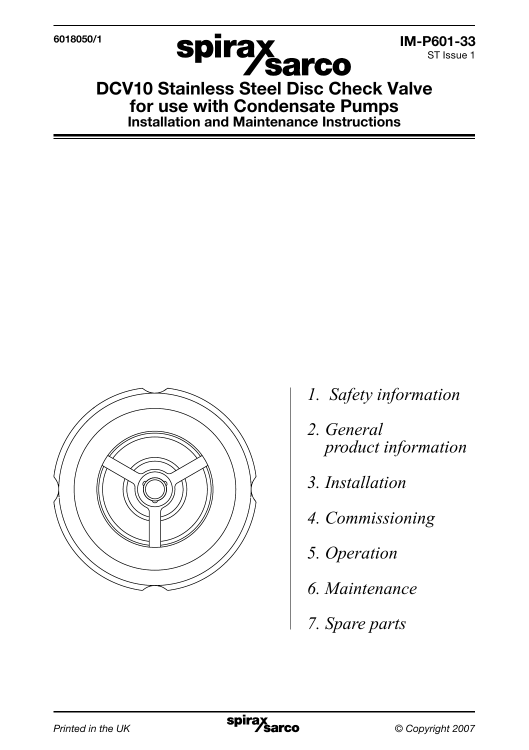6018050/1

IM-P601-33
ST Issue 1

# DCV10 Stainless Steel Disc Check Valve for use with Condensate Pumps

## Installation and Maintenance Instructions

*1. Safety information*

*2. General product information*

*3. Installation*

*4. Commissioning*

*5. Operation*

*6. Maintenance*

*7. Spare parts*

*Printed in the UK*

*© Copyright 2007*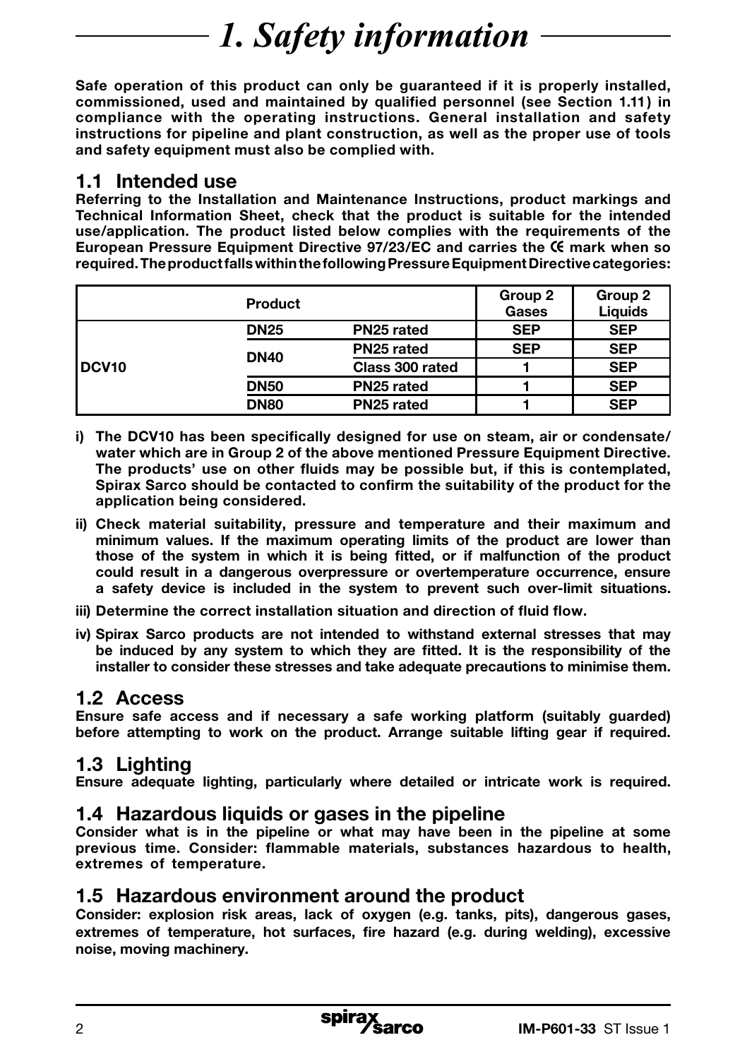# 1. Safety information

**Safe operation of this product can only be guaranteed if it is properly installed, commissioned, used and maintained by qualified personnel (see Section 1.11) in compliance with the operating instructions. General installation and safety instructions for pipeline and plant construction, as well as the proper use of tools and safety equipment must also be complied with.**

## 1.1 Intended use

**Referring to the Installation and Maintenance Instructions, product markings and Technical Information Sheet, check that the product is suitable for the intended use/application. The product listed below complies with the requirements of the European Pressure Equipment Directive 97/23/EC and carries the CE mark when so required. The product falls within the following Pressure Equipment Directive categories:**

| Product | | | Group 2 Gases | Group 2 Liquids |
|---|---|---|---|---|
| DCV10 | DN25 | PN25 rated | SEP | SEP |
| | DN40 | PN25 rated | SEP | SEP |
| | | Class 300 rated | 1 | SEP |
| | DN50 | PN25 rated | 1 | SEP |
| | DN80 | PN25 rated | 1 | SEP |

**i) The DCV10 has been specifically designed for use on steam, air or condensate/ water which are in Group 2 of the above mentioned Pressure Equipment Directive. The products' use on other fluids may be possible but, if this is contemplated, Spirax Sarco should be contacted to confirm the suitability of the product for the application being considered.**

**ii) Check material suitability, pressure and temperature and their maximum and minimum values. If the maximum operating limits of the product are lower than those of the system in which it is being fitted, or if malfunction of the product could result in a dangerous overpressure or overtemperature occurrence, ensure a safety device is included in the system to prevent such over-limit situations.**

**iii) Determine the correct installation situation and direction of fluid flow.**

**iv) Spirax Sarco products are not intended to withstand external stresses that may be induced by any system to which they are fitted. It is the responsibility of the installer to consider these stresses and take adequate precautions to minimise them.**

## 1.2 Access

**Ensure safe access and if necessary a safe working platform (suitably guarded) before attempting to work on the product. Arrange suitable lifting gear if required.**

## 1.3 Lighting

**Ensure adequate lighting, particularly where detailed or intricate work is required.**

## 1.4 Hazardous liquids or gases in the pipeline

**Consider what is in the pipeline or what may have been in the pipeline at some previous time. Consider: flammable materials, substances hazardous to health, extremes of temperature.**

## 1.5 Hazardous environment around the product

**Consider: explosion risk areas, lack of oxygen (e.g. tanks, pits), dangerous gases, extremes of temperature, hot surfaces, fire hazard (e.g. during welding), excessive noise, moving machinery.**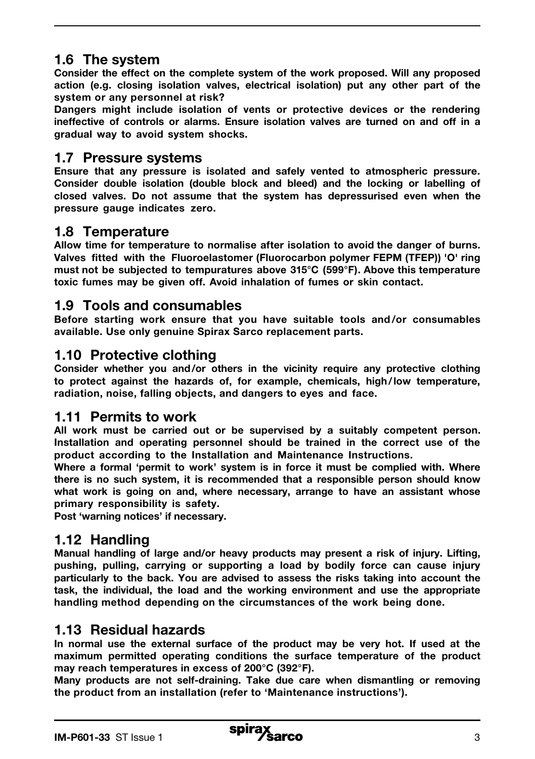## 1.6 The system

**Consider the effect on the complete system of the work proposed. Will any proposed action (e.g. closing isolation valves, electrical isolation) put any other part of the system or any personnel at risk?**

**Dangers might include isolation of vents or protective devices or the rendering ineffective of controls or alarms. Ensure isolation valves are turned on and off in a gradual way to avoid system shocks.**

## 1.7 Pressure systems

**Ensure that any pressure is isolated and safely vented to atmospheric pressure. Consider double isolation (double block and bleed) and the locking or labelling of closed valves. Do not assume that the system has depressurised even when the pressure gauge indicates zero.**

## 1.8 Temperature

**Allow time for temperature to normalise after isolation to avoid the danger of burns. Valves fitted with the Fluoroelastomer (Fluorocarbon polymer FEPM (TFEP)) 'O' ring must not be subjected to tempuratures above 315°C (599°F). Above this temperature toxic fumes may be given off. Avoid inhalation of fumes or skin contact.**

## 1.9 Tools and consumables

**Before starting work ensure that you have suitable tools and/or consumables available. Use only genuine Spirax Sarco replacement parts.**

## 1.10 Protective clothing

**Consider whether you and/or others in the vicinity require any protective clothing to protect against the hazards of, for example, chemicals, high/low temperature, radiation, noise, falling objects, and dangers to eyes and face.**

## 1.11 Permits to work

**All work must be carried out or be supervised by a suitably competent person. Installation and operating personnel should be trained in the correct use of the product according to the Installation and Maintenance Instructions.**

**Where a formal 'permit to work' system is in force it must be complied with. Where there is no such system, it is recommended that a responsible person should know what work is going on and, where necessary, arrange to have an assistant whose primary responsibility is safety.**

**Post 'warning notices' if necessary.**

## 1.12 Handling

**Manual handling of large and/or heavy products may present a risk of injury. Lifting, pushing, pulling, carrying or supporting a load by bodily force can cause injury particularly to the back. You are advised to assess the risks taking into account the task, the individual, the load and the working environment and use the appropriate handling method depending on the circumstances of the work being done.**

## 1.13 Residual hazards

**In normal use the external surface of the product may be very hot. If used at the maximum permitted operating conditions the surface temperature of the product may reach temperatures in excess of 200°C (392°F).**

**Many products are not self-draining. Take due care when dismantling or removing the product from an installation (refer to 'Maintenance instructions').**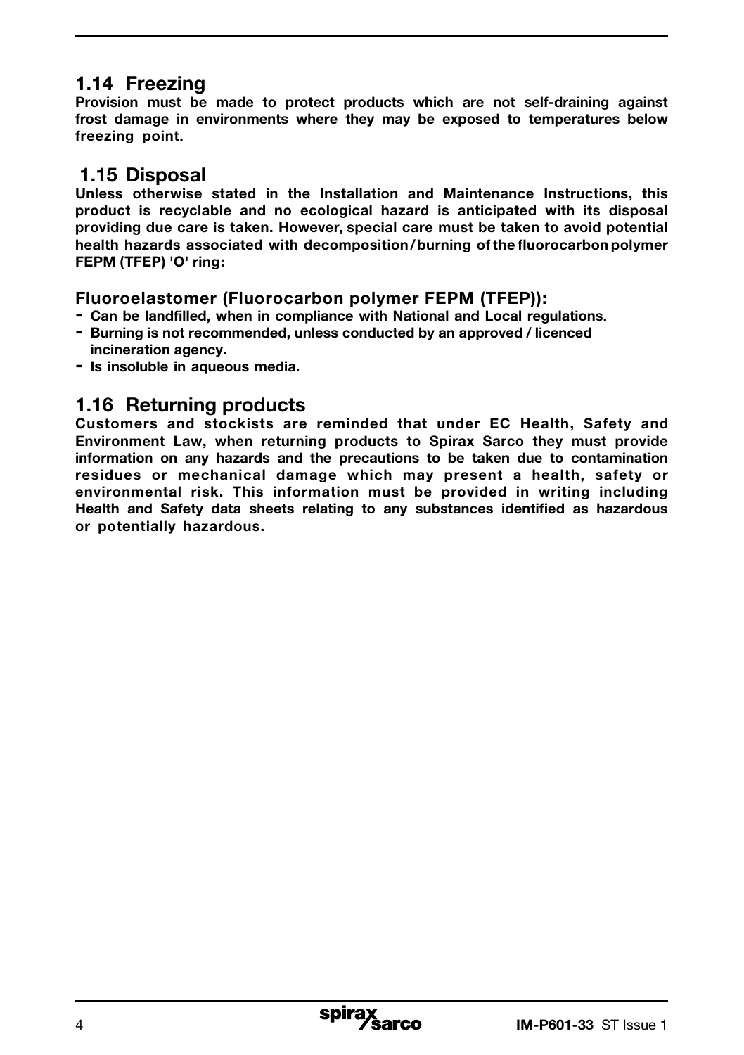## 1.14 Freezing

**Provision must be made to protect products which are not self-draining against frost damage in environments where they may be exposed to temperatures below freezing point.**

## 1.15 Disposal

**Unless otherwise stated in the Installation and Maintenance Instructions, this product is recyclable and no ecological hazard is anticipated with its disposal providing due care is taken. However, special care must be taken to avoid potential health hazards associated with decomposition / burning of the fluorocarbon polymer FEPM (TFEP) 'O' ring:**

### Fluoroelastomer (Fluorocarbon polymer FEPM (TFEP)):

- **Can be landfilled, when in compliance with National and Local regulations.**
- **Burning is not recommended, unless conducted by an approved / licenced incineration agency.**
- **Is insoluble in aqueous media.**

## 1.16 Returning products

**Customers and stockists are reminded that under EC Health, Safety and Environment Law, when returning products to Spirax Sarco they must provide information on any hazards and the precautions to be taken due to contamination residues or mechanical damage which may present a health, safety or environmental risk. This information must be provided in writing including Health and Safety data sheets relating to any substances identified as hazardous or potentially hazardous.**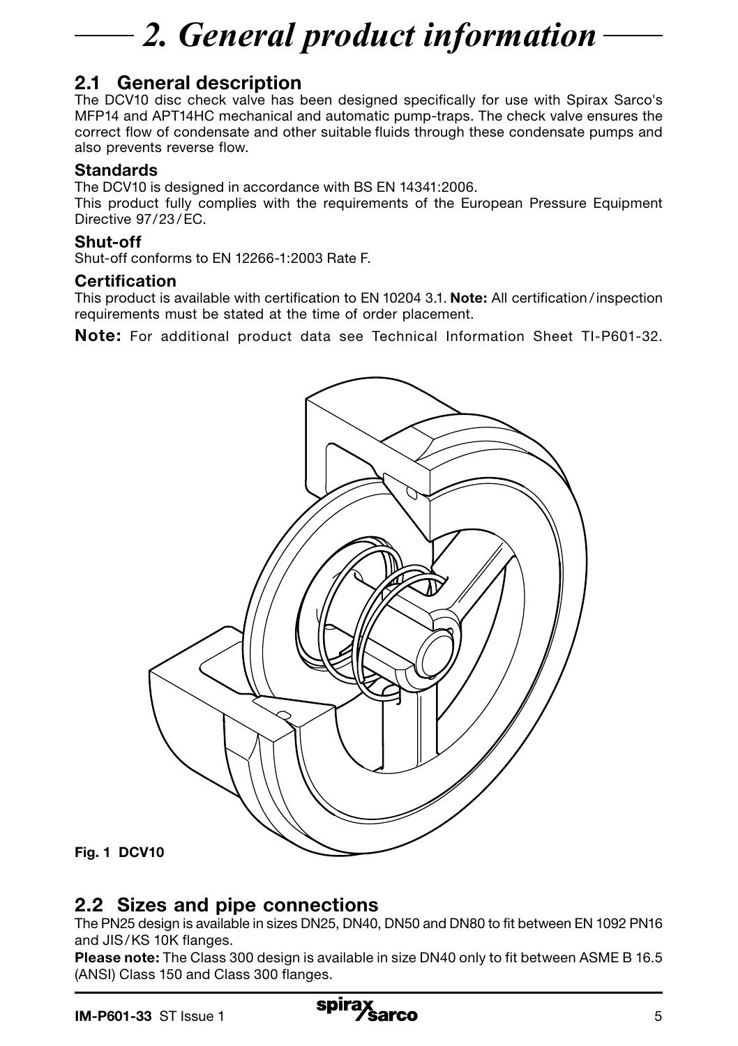# 2. General product information

## 2.1 General description

The DCV10 disc check valve has been designed specifically for use with Spirax Sarco's MFP14 and APT14HC mechanical and automatic pump-traps. The check valve ensures the correct flow of condensate and other suitable fluids through these condensate pumps and also prevents reverse flow.

### Standards

The DCV10 is designed in accordance with BS EN 14341:2006.
This product fully complies with the requirements of the European Pressure Equipment Directive 97/23/EC.

### Shut-off

Shut-off conforms to EN 12266-1:2003 Rate F.

### Certification

This product is available with certification to EN 10204 3.1. **Note:** All certification/inspection requirements must be stated at the time of order placement.

**Note:** For additional product data see Technical Information Sheet TI-P601-32.

**Fig. 1 DCV10**

## 2.2 Sizes and pipe connections

The PN25 design is available in sizes DN25, DN40, DN50 and DN80 to fit between EN 1092 PN16 and JIS/KS 10K flanges.

**Please note:** The Class 300 design is available in size DN40 only to fit between ASME B 16.5 (ANSI) Class 150 and Class 300 flanges.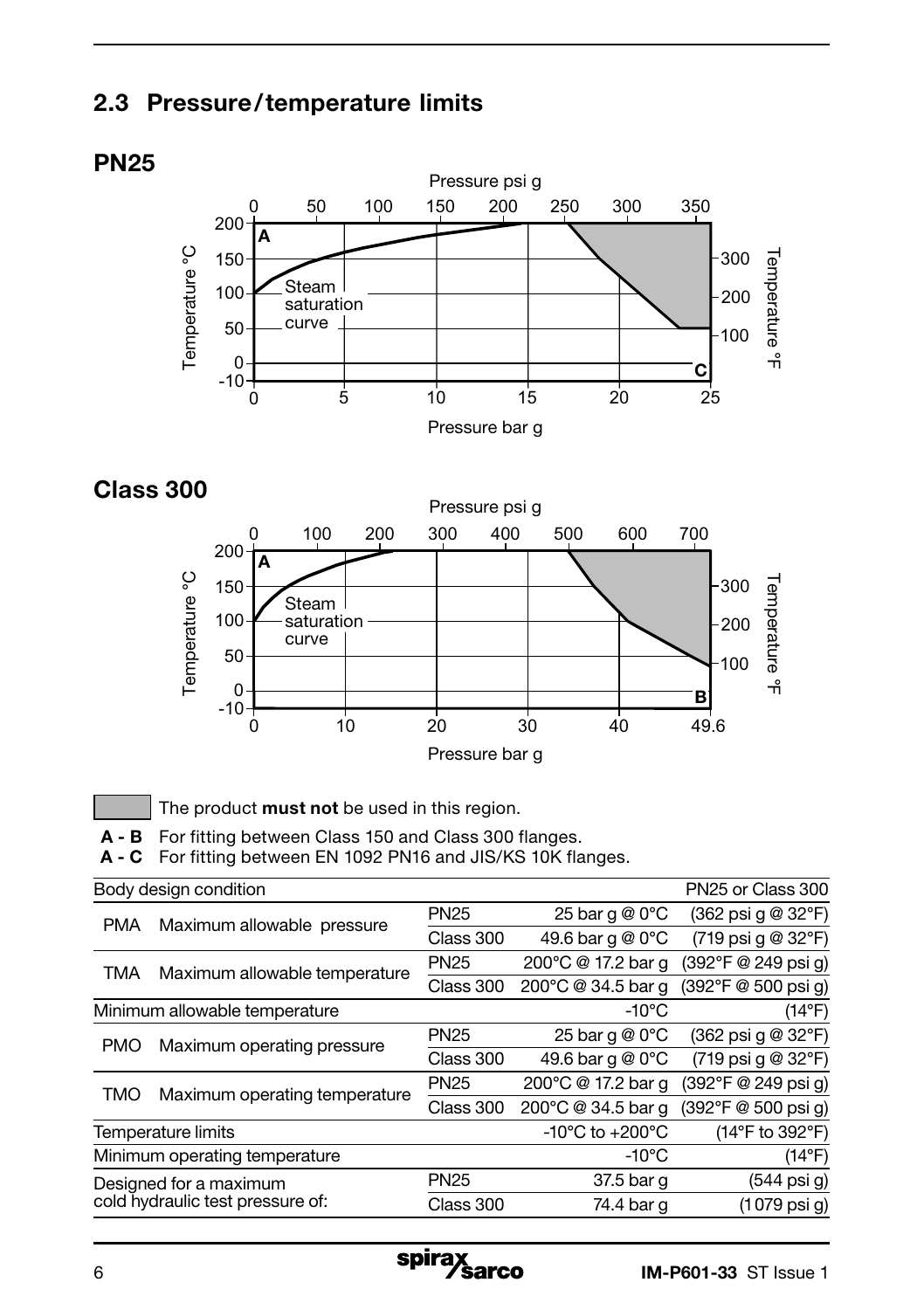## 2.3 Pressure/temperature limits

### PN25

### Class 300

The product **must not** be used in this region.

**A - B** For fitting between Class 150 and Class 300 flanges.
**A - C** For fitting between EN 1092 PN16 and JIS/KS 10K flanges.

| Body design condition | | | | PN25 or Class 300 |
|---|---|---|---|---|
| PMA | Maximum allowable pressure | PN25 | 25 bar g @ 0°C | (362 psi g @ 32°F) |
| | | Class 300 | 49.6 bar g @ 0°C | (719 psi g @ 32°F) |
| TMA | Maximum allowable temperature | PN25 | 200°C @ 17.2 bar g | (392°F @ 249 psi g) |
| | | Class 300 | 200°C @ 34.5 bar g | (392°F @ 500 psi g) |
| Minimum allowable temperature | | | -10°C | (14°F) |
| PMO | Maximum operating pressure | PN25 | 25 bar g @ 0°C | (362 psi g @ 32°F) |
| | | Class 300 | 49.6 bar g @ 0°C | (719 psi g @ 32°F) |
| TMO | Maximum operating temperature | PN25 | 200°C @ 17.2 bar g | (392°F @ 249 psi g) |
| | | Class 300 | 200°C @ 34.5 bar g | (392°F @ 500 psi g) |
| Temperature limits | | | -10°C to +200°C | (14°F to 392°F) |
| Minimum operating temperature | | | -10°C | (14°F) |
| Designed for a maximum cold hydraulic test pressure of: | | PN25 | 37.5 bar g | (544 psi g) |
| | | Class 300 | 74.4 bar g | (1 079 psi g) |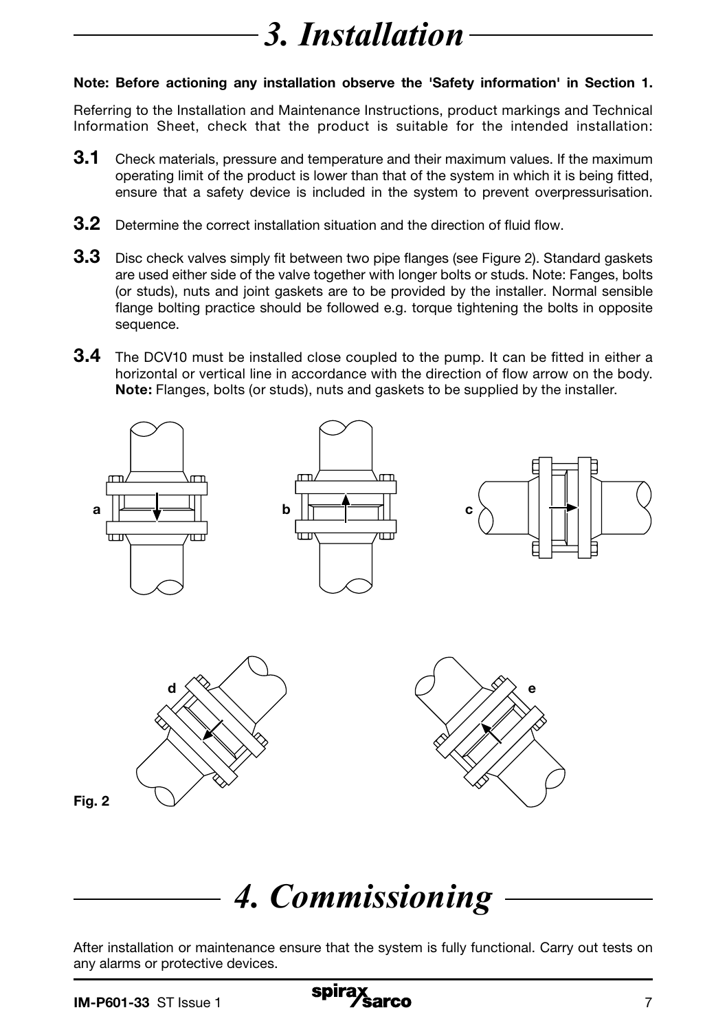# 3. Installation

**Note: Before actioning any installation observe the 'Safety information' in Section 1.**

Referring to the Installation and Maintenance Instructions, product markings and Technical Information Sheet, check that the product is suitable for the intended installation:

**3.1** Check materials, pressure and temperature and their maximum values. If the maximum operating limit of the product is lower than that of the system in which it is being fitted, ensure that a safety device is included in the system to prevent overpressurisation.

**3.2** Determine the correct installation situation and the direction of fluid flow.

**3.3** Disc check valves simply fit between two pipe flanges (see Figure 2). Standard gaskets are used either side of the valve together with longer bolts or studs. Note: Fanges, bolts (or studs), nuts and joint gaskets are to be provided by the installer. Normal sensible flange bolting practice should be followed e.g. torque tightening the bolts in opposite sequence.

**3.4** The DCV10 must be installed close coupled to the pump. It can be fitted in either a horizontal or vertical line in accordance with the direction of flow arrow on the body. **Note:** Flanges, bolts (or studs), nuts and gaskets to be supplied by the installer.

a b c d e

**Fig. 2**

# 4. Commissioning

After installation or maintenance ensure that the system is fully functional. Carry out tests on any alarms or protective devices.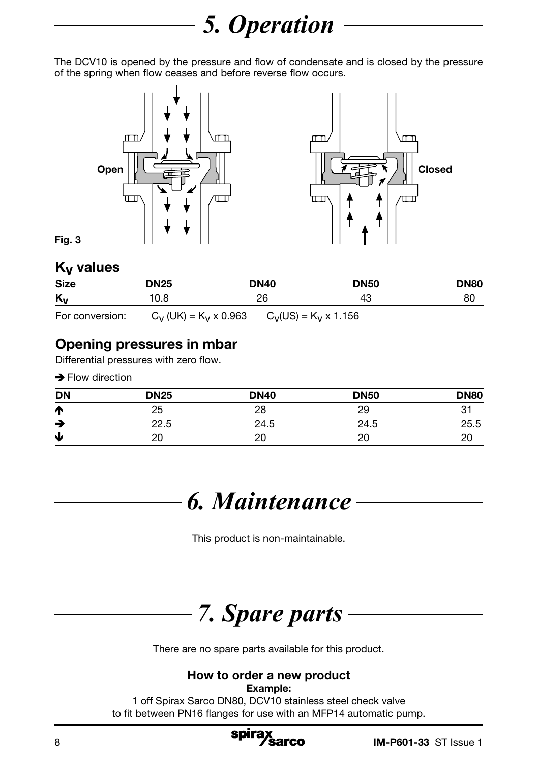# 5. Operation

The DCV10 is opened by the pressure and flow of condensate and is closed by the pressure of the spring when flow ceases and before reverse flow occurs.

Open

Closed

Fig. 3

## $K_V$ values

| Size | DN25 | DN40 | DN50 | DN80 |
|---|---|---|---|---|
| $K_V$ | 10.8 | 26 | 43 | 80 |

For conversion: $C_V$ (UK) = $K_V$ x 0.963   $C_V$(US) = $K_V$ x 1.156

## Opening pressures in mbar

Differential pressures with zero flow.

➔ Flow direction

| DN | DN25 | DN40 | DN50 | DN80 |
|---|---|---|---|---|
| ↑ | 25 | 28 | 29 | 31 |
| ➔ | 22.5 | 24.5 | 24.5 | 25.5 |
| ↓ | 20 | 20 | 20 | 20 |

# 6. Maintenance

This product is non-maintainable.

# 7. Spare parts

There are no spare parts available for this product.

**How to order a new product**

**Example:**

1 off Spirax Sarco DN80, DCV10 stainless steel check valve to fit between PN16 flanges for use with an MFP14 automatic pump.